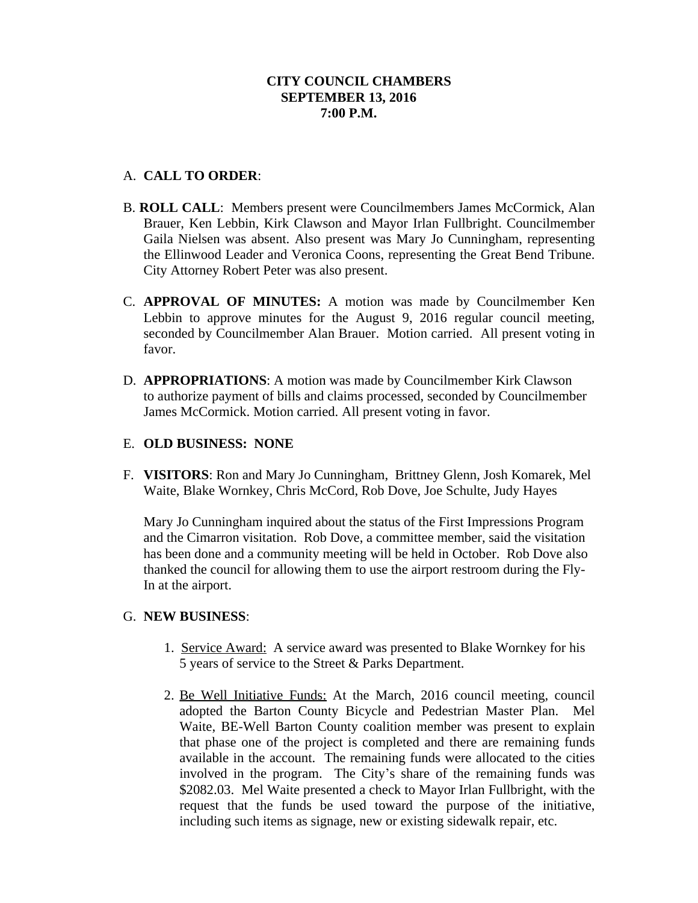**CITY COUNCIL CHAMBERS**
**SEPTEMBER 13, 2016**
**7:00 P.M.**

A. **CALL TO ORDER**:

B. **ROLL CALL**: Members present were Councilmembers James McCormick, Alan Brauer, Ken Lebbin, Kirk Clawson and Mayor Irlan Fullbright. Councilmember Gaila Nielsen was absent. Also present was Mary Jo Cunningham, representing the Ellinwood Leader and Veronica Coons, representing the Great Bend Tribune. City Attorney Robert Peter was also present.

C. **APPROVAL OF MINUTES:** A motion was made by Councilmember Ken Lebbin to approve minutes for the August 9, 2016 regular council meeting, seconded by Councilmember Alan Brauer. Motion carried. All present voting in favor.

D. **APPROPRIATIONS**: A motion was made by Councilmember Kirk Clawson to authorize payment of bills and claims processed, seconded by Councilmember James McCormick. Motion carried. All present voting in favor.

E. **OLD BUSINESS: NONE**

F. **VISITORS**: Ron and Mary Jo Cunningham, Brittney Glenn, Josh Komarek, Mel Waite, Blake Wornkey, Chris McCord, Rob Dove, Joe Schulte, Judy Hayes

Mary Jo Cunningham inquired about the status of the First Impressions Program and the Cimarron visitation. Rob Dove, a committee member, said the visitation has been done and a community meeting will be held in October. Rob Dove also thanked the council for allowing them to use the airport restroom during the Fly-In at the airport.

G. **NEW BUSINESS**:

1. Service Award: A service award was presented to Blake Wornkey for his 5 years of service to the Street & Parks Department.

2. Be Well Initiative Funds: At the March, 2016 council meeting, council adopted the Barton County Bicycle and Pedestrian Master Plan. Mel Waite, BE-Well Barton County coalition member was present to explain that phase one of the project is completed and there are remaining funds available in the account. The remaining funds were allocated to the cities involved in the program. The City's share of the remaining funds was $2082.03. Mel Waite presented a check to Mayor Irlan Fullbright, with the request that the funds be used toward the purpose of the initiative, including such items as signage, new or existing sidewalk repair, etc.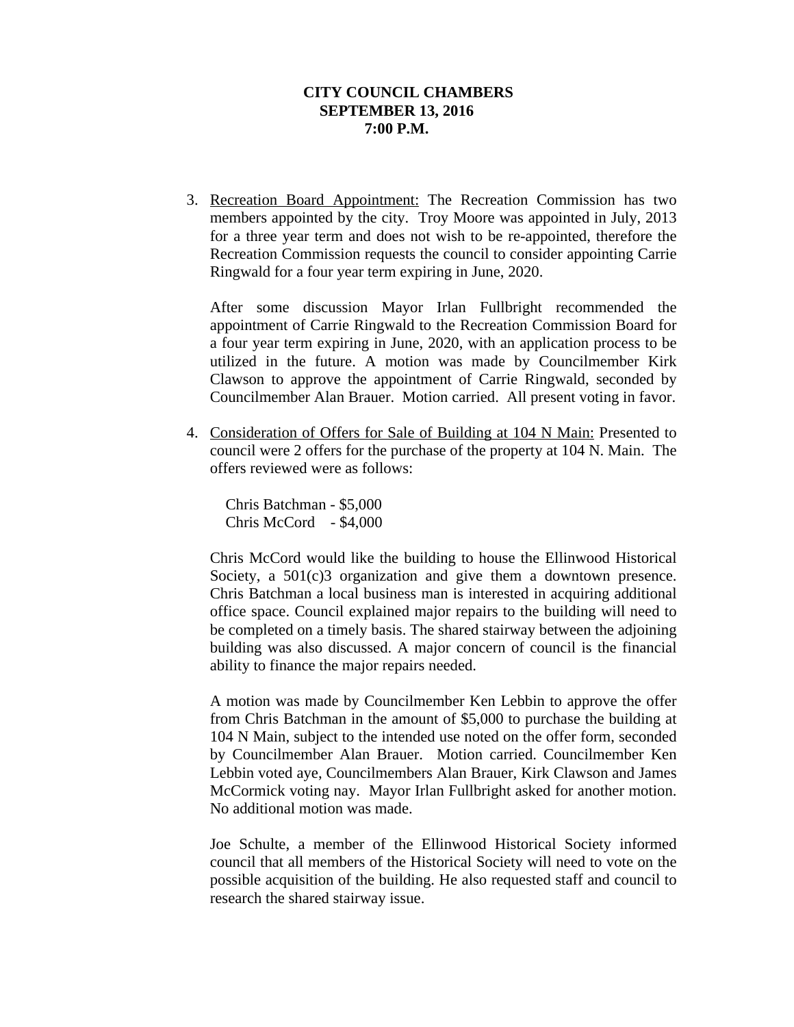**CITY COUNCIL CHAMBERS**
**SEPTEMBER 13, 2016**
**7:00 P.M.**

3. Recreation Board Appointment: The Recreation Commission has two members appointed by the city. Troy Moore was appointed in July, 2013 for a three year term and does not wish to be re-appointed, therefore the Recreation Commission requests the council to consider appointing Carrie Ringwald for a four year term expiring in June, 2020.

   After some discussion Mayor Irlan Fullbright recommended the appointment of Carrie Ringwald to the Recreation Commission Board for a four year term expiring in June, 2020, with an application process to be utilized in the future. A motion was made by Councilmember Kirk Clawson to approve the appointment of Carrie Ringwald, seconded by Councilmember Alan Brauer. Motion carried. All present voting in favor.

4. Consideration of Offers for Sale of Building at 104 N Main: Presented to council were 2 offers for the purchase of the property at 104 N. Main. The offers reviewed were as follows:

   Chris Batchman - $5,000
   Chris McCord - $4,000

   Chris McCord would like the building to house the Ellinwood Historical Society, a 501(c)3 organization and give them a downtown presence. Chris Batchman a local business man is interested in acquiring additional office space. Council explained major repairs to the building will need to be completed on a timely basis. The shared stairway between the adjoining building was also discussed. A major concern of council is the financial ability to finance the major repairs needed.

   A motion was made by Councilmember Ken Lebbin to approve the offer from Chris Batchman in the amount of $5,000 to purchase the building at 104 N Main, subject to the intended use noted on the offer form, seconded by Councilmember Alan Brauer. Motion carried. Councilmember Ken Lebbin voted aye, Councilmembers Alan Brauer, Kirk Clawson and James McCormick voting nay. Mayor Irlan Fullbright asked for another motion. No additional motion was made.

   Joe Schulte, a member of the Ellinwood Historical Society informed council that all members of the Historical Society will need to vote on the possible acquisition of the building. He also requested staff and council to research the shared stairway issue.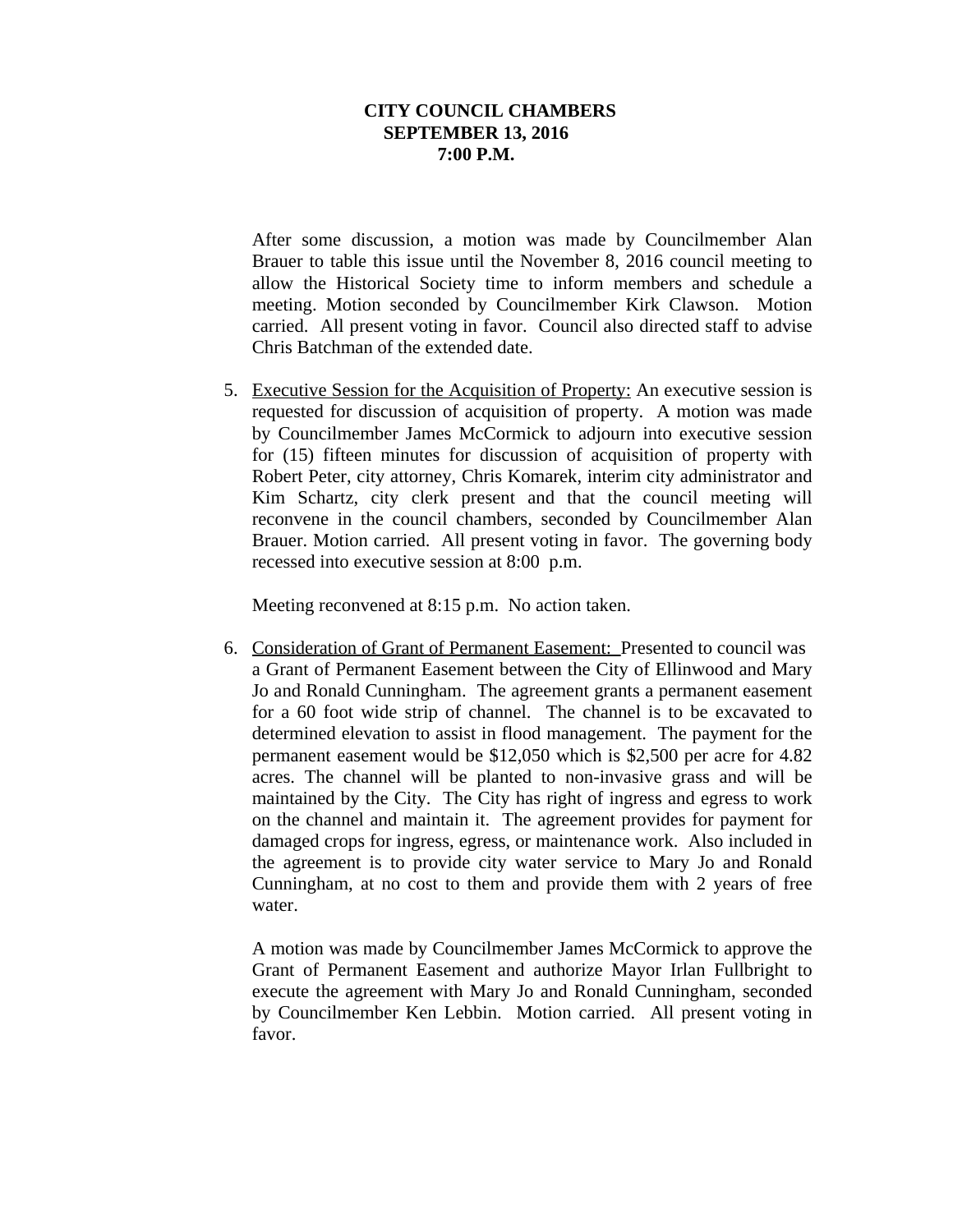**CITY COUNCIL CHAMBERS**
**SEPTEMBER 13, 2016**
**7:00 P.M.**

After some discussion, a motion was made by Councilmember Alan Brauer to table this issue until the November 8, 2016 council meeting to allow the Historical Society time to inform members and schedule a meeting. Motion seconded by Councilmember Kirk Clawson. Motion carried. All present voting in favor. Council also directed staff to advise Chris Batchman of the extended date.

5. Executive Session for the Acquisition of Property: An executive session is requested for discussion of acquisition of property. A motion was made by Councilmember James McCormick to adjourn into executive session for (15) fifteen minutes for discussion of acquisition of property with Robert Peter, city attorney, Chris Komarek, interim city administrator and Kim Schartz, city clerk present and that the council meeting will reconvene in the council chambers, seconded by Councilmember Alan Brauer. Motion carried. All present voting in favor. The governing body recessed into executive session at 8:00 p.m.

   Meeting reconvened at 8:15 p.m. No action taken.

6. Consideration of Grant of Permanent Easement: Presented to council was a Grant of Permanent Easement between the City of Ellinwood and Mary Jo and Ronald Cunningham. The agreement grants a permanent easement for a 60 foot wide strip of channel. The channel is to be excavated to determined elevation to assist in flood management. The payment for the permanent easement would be $12,050 which is $2,500 per acre for 4.82 acres. The channel will be planted to non-invasive grass and will be maintained by the City. The City has right of ingress and egress to work on the channel and maintain it. The agreement provides for payment for damaged crops for ingress, egress, or maintenance work. Also included in the agreement is to provide city water service to Mary Jo and Ronald Cunningham, at no cost to them and provide them with 2 years of free water.

   A motion was made by Councilmember James McCormick to approve the Grant of Permanent Easement and authorize Mayor Irlan Fullbright to execute the agreement with Mary Jo and Ronald Cunningham, seconded by Councilmember Ken Lebbin. Motion carried. All present voting in favor.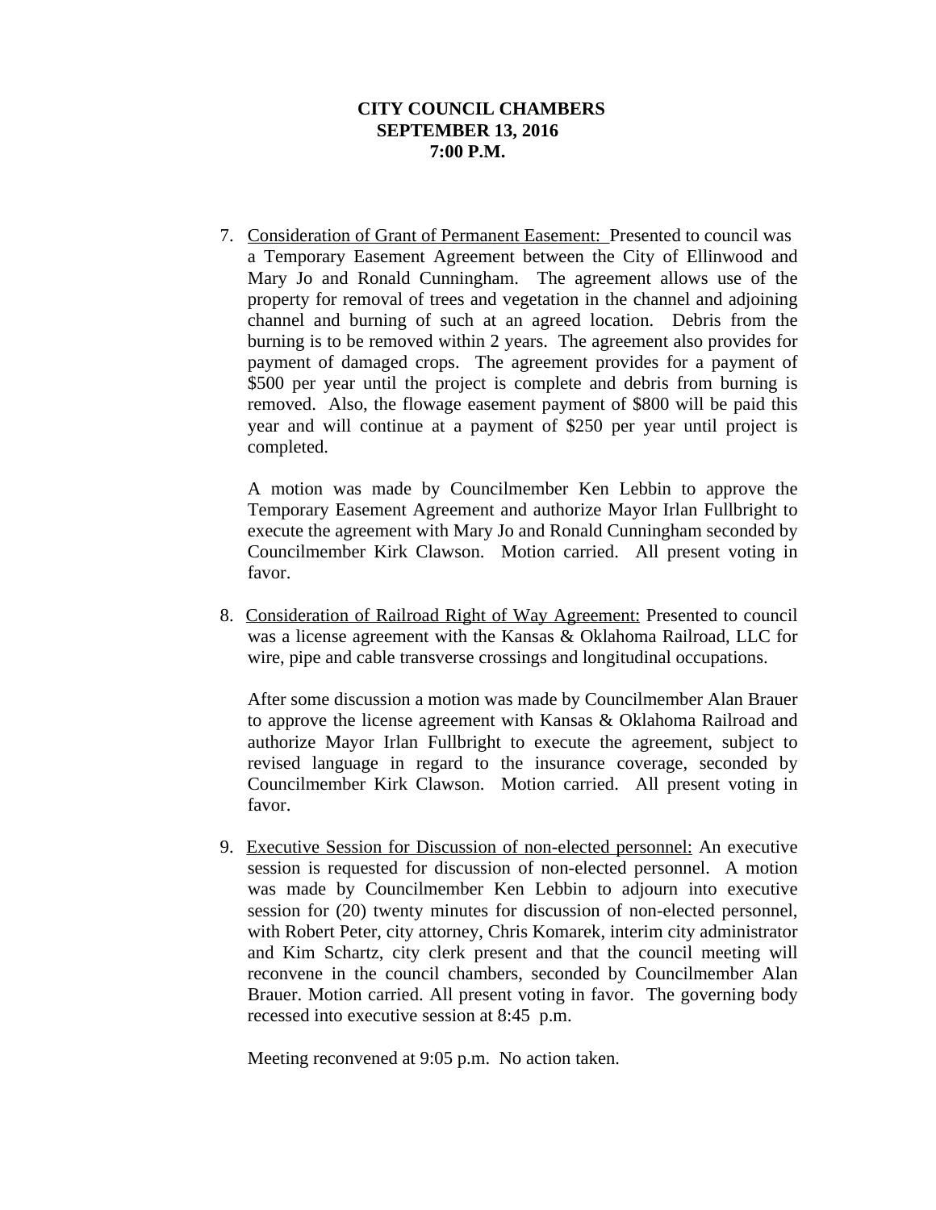**CITY COUNCIL CHAMBERS**
**SEPTEMBER 13, 2016**
**7:00 P.M.**

7. <u>Consideration of Grant of Permanent Easement:</u> Presented to council was a Temporary Easement Agreement between the City of Ellinwood and Mary Jo and Ronald Cunningham. The agreement allows use of the property for removal of trees and vegetation in the channel and adjoining channel and burning of such at an agreed location. Debris from the burning is to be removed within 2 years. The agreement also provides for payment of damaged crops. The agreement provides for a payment of $500 per year until the project is complete and debris from burning is removed. Also, the flowage easement payment of $800 will be paid this year and will continue at a payment of $250 per year until project is completed.

   A motion was made by Councilmember Ken Lebbin to approve the Temporary Easement Agreement and authorize Mayor Irlan Fullbright to execute the agreement with Mary Jo and Ronald Cunningham seconded by Councilmember Kirk Clawson. Motion carried. All present voting in favor.

8. <u>Consideration of Railroad Right of Way Agreement:</u> Presented to council was a license agreement with the Kansas & Oklahoma Railroad, LLC for wire, pipe and cable transverse crossings and longitudinal occupations.

   After some discussion a motion was made by Councilmember Alan Brauer to approve the license agreement with Kansas & Oklahoma Railroad and authorize Mayor Irlan Fullbright to execute the agreement, subject to revised language in regard to the insurance coverage, seconded by Councilmember Kirk Clawson. Motion carried. All present voting in favor.

9. <u>Executive Session for Discussion of non-elected personnel:</u> An executive session is requested for discussion of non-elected personnel. A motion was made by Councilmember Ken Lebbin to adjourn into executive session for (20) twenty minutes for discussion of non-elected personnel, with Robert Peter, city attorney, Chris Komarek, interim city administrator and Kim Schartz, city clerk present and that the council meeting will reconvene in the council chambers, seconded by Councilmember Alan Brauer. Motion carried. All present voting in favor. The governing body recessed into executive session at 8:45 p.m.

   Meeting reconvened at 9:05 p.m. No action taken.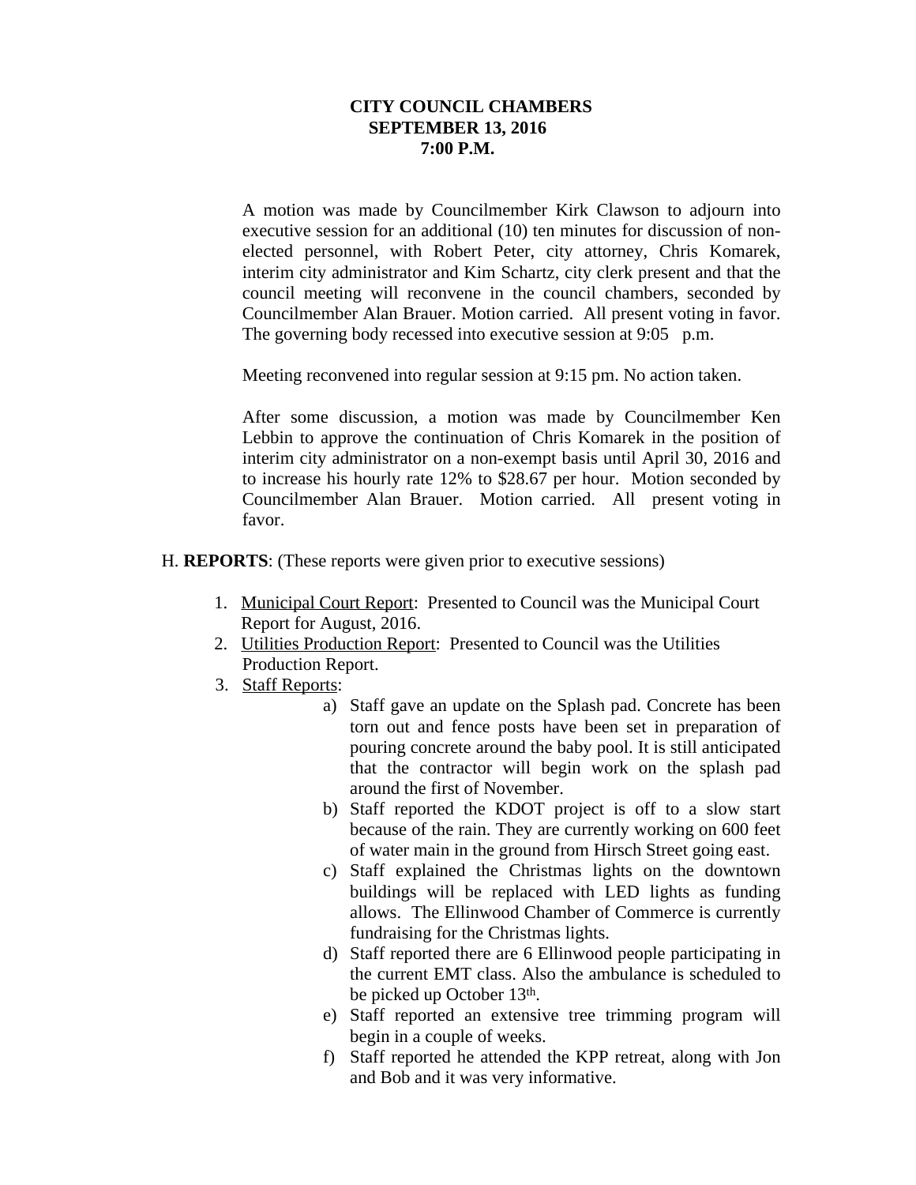**CITY COUNCIL CHAMBERS**
**SEPTEMBER 13, 2016**
**7:00 P.M.**

A motion was made by Councilmember Kirk Clawson to adjourn into executive session for an additional (10) ten minutes for discussion of non-elected personnel, with Robert Peter, city attorney, Chris Komarek, interim city administrator and Kim Schartz, city clerk present and that the council meeting will reconvene in the council chambers, seconded by Councilmember Alan Brauer. Motion carried. All present voting in favor. The governing body recessed into executive session at 9:05 p.m.

Meeting reconvened into regular session at 9:15 pm. No action taken.

After some discussion, a motion was made by Councilmember Ken Lebbin to approve the continuation of Chris Komarek in the position of interim city administrator on a non-exempt basis until April 30, 2016 and to increase his hourly rate 12% to $28.67 per hour. Motion seconded by Councilmember Alan Brauer. Motion carried. All present voting in favor.

H. **REPORTS**: (These reports were given prior to executive sessions)

1. Municipal Court Report: Presented to Council was the Municipal Court Report for August, 2016.
2. Utilities Production Report: Presented to Council was the Utilities Production Report.
3. Staff Reports:
   a) Staff gave an update on the Splash pad. Concrete has been torn out and fence posts have been set in preparation of pouring concrete around the baby pool. It is still anticipated that the contractor will begin work on the splash pad around the first of November.
   b) Staff reported the KDOT project is off to a slow start because of the rain. They are currently working on 600 feet of water main in the ground from Hirsch Street going east.
   c) Staff explained the Christmas lights on the downtown buildings will be replaced with LED lights as funding allows. The Ellinwood Chamber of Commerce is currently fundraising for the Christmas lights.
   d) Staff reported there are 6 Ellinwood people participating in the current EMT class. Also the ambulance is scheduled to be picked up October 13th.
   e) Staff reported an extensive tree trimming program will begin in a couple of weeks.
   f) Staff reported he attended the KPP retreat, along with Jon and Bob and it was very informative.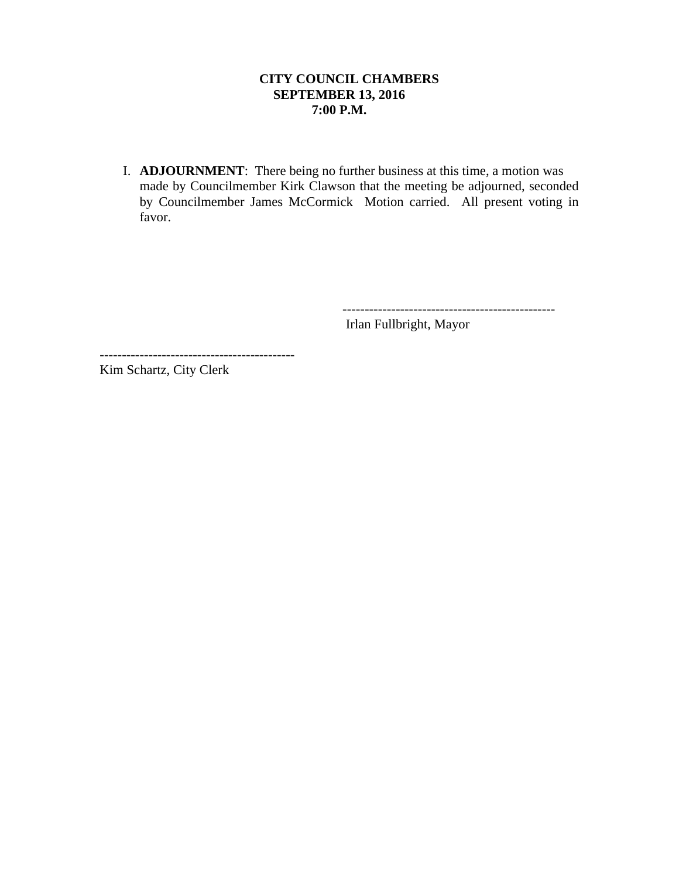**CITY COUNCIL CHAMBERS**
**SEPTEMBER 13, 2016**
**7:00 P.M.**

I. **ADJOURNMENT**: There being no further business at this time, a motion was made by Councilmember Kirk Clawson that the meeting be adjourned, seconded by Councilmember James McCormick Motion carried. All present voting in favor.

-----------------------------------------------
Irlan Fullbright, Mayor

--------------------------------------------
Kim Schartz, City Clerk